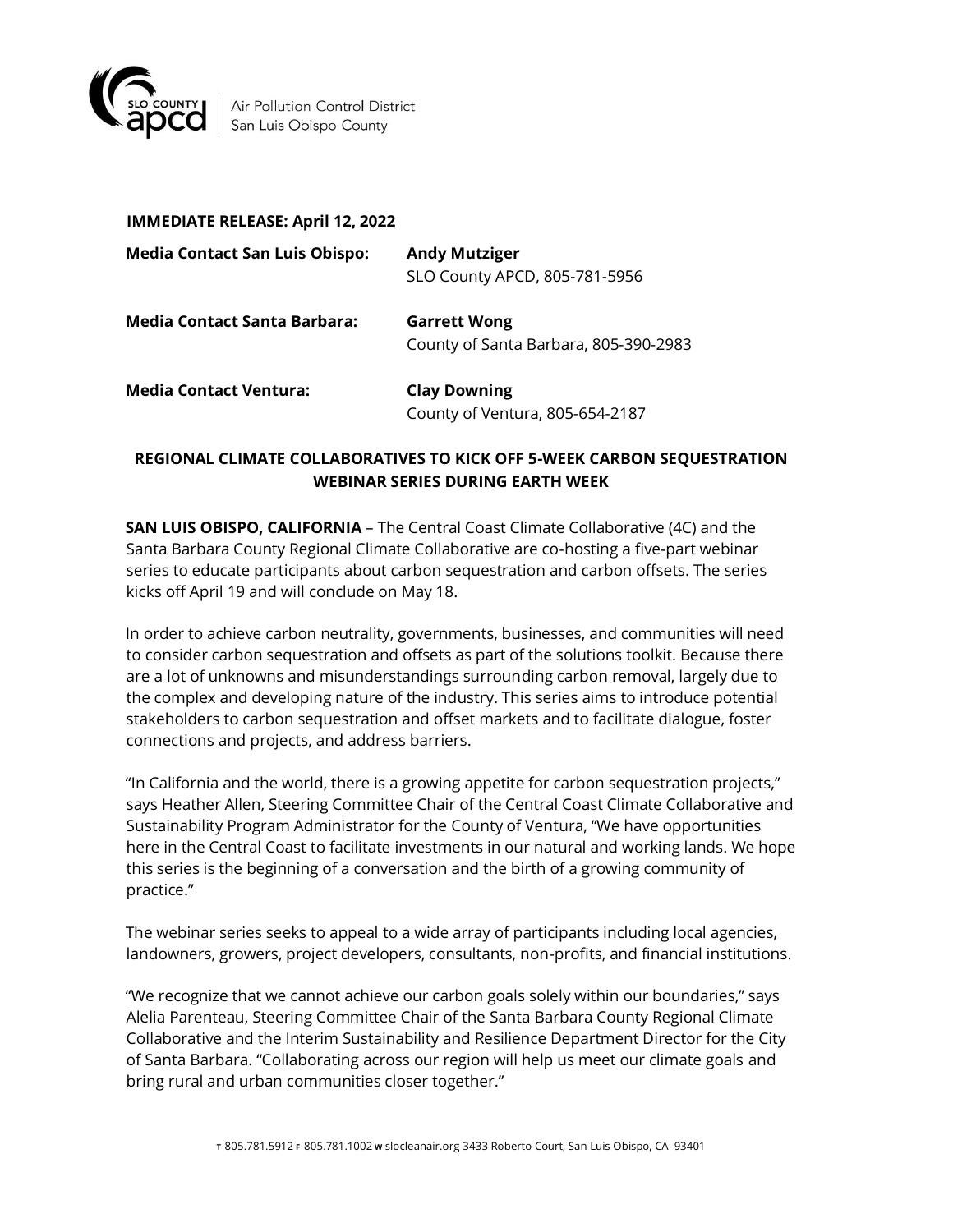Air Pollution Control District
San Luis Obispo County

**IMMEDIATE RELEASE: April 12, 2022**

| | |
|---|---|
| **Media Contact San Luis Obispo:** | **Andy Mutziger** SLO County APCD, 805-781-5956 |
| **Media Contact Santa Barbara:** | **Garrett Wong** County of Santa Barbara, 805-390-2983 |
| **Media Contact Ventura:** | **Clay Downing** County of Ventura, 805-654-2187 |

## REGIONAL CLIMATE COLLABORATIVES TO KICK OFF 5-WEEK CARBON SEQUESTRATION WEBINAR SERIES DURING EARTH WEEK

**SAN LUIS OBISPO, CALIFORNIA** – The Central Coast Climate Collaborative (4C) and the Santa Barbara County Regional Climate Collaborative are co-hosting a five-part webinar series to educate participants about carbon sequestration and carbon offsets. The series kicks off April 19 and will conclude on May 18.

In order to achieve carbon neutrality, governments, businesses, and communities will need to consider carbon sequestration and offsets as part of the solutions toolkit. Because there are a lot of unknowns and misunderstandings surrounding carbon removal, largely due to the complex and developing nature of the industry. This series aims to introduce potential stakeholders to carbon sequestration and offset markets and to facilitate dialogue, foster connections and projects, and address barriers.

"In California and the world, there is a growing appetite for carbon sequestration projects," says Heather Allen, Steering Committee Chair of the Central Coast Climate Collaborative and Sustainability Program Administrator for the County of Ventura, "We have opportunities here in the Central Coast to facilitate investments in our natural and working lands. We hope this series is the beginning of a conversation and the birth of a growing community of practice."

The webinar series seeks to appeal to a wide array of participants including local agencies, landowners, growers, project developers, consultants, non-profits, and financial institutions.

"We recognize that we cannot achieve our carbon goals solely within our boundaries," says Alelia Parenteau, Steering Committee Chair of the Santa Barbara County Regional Climate Collaborative and the Interim Sustainability and Resilience Department Director for the City of Santa Barbara. "Collaborating across our region will help us meet our climate goals and bring rural and urban communities closer together."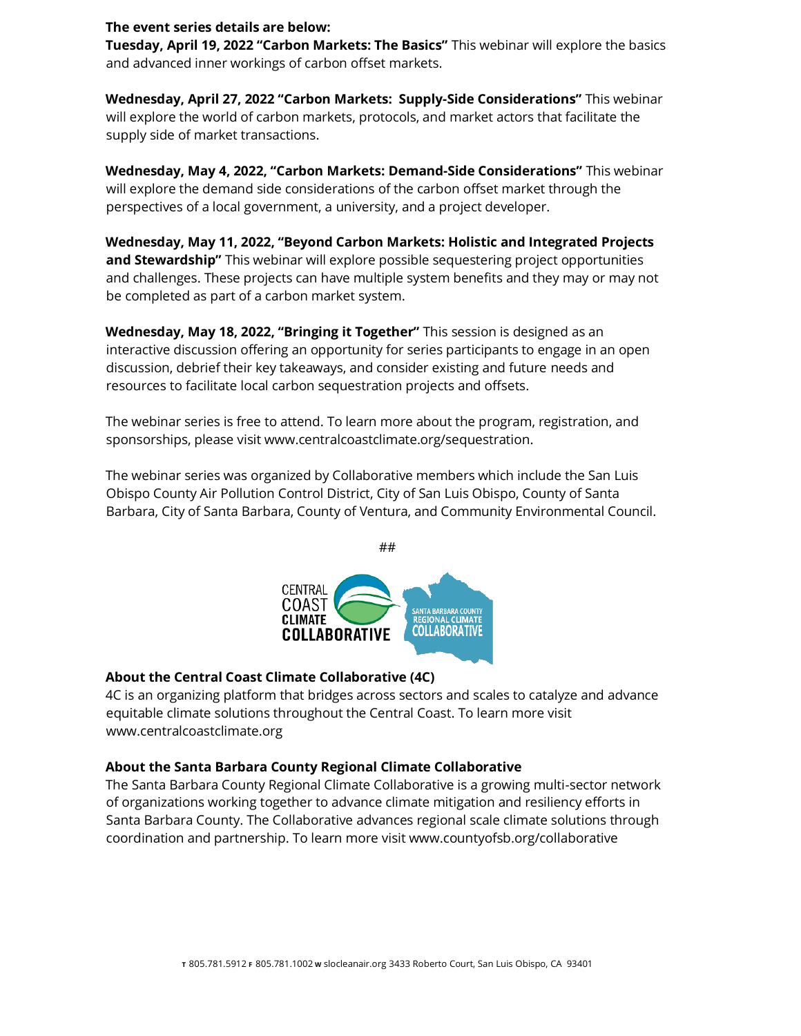**The event series details are below:**

**Tuesday, April 19, 2022 "Carbon Markets: The Basics"** This webinar will explore the basics and advanced inner workings of carbon offset markets.

**Wednesday, April 27, 2022 "Carbon Markets: Supply-Side Considerations"** This webinar will explore the world of carbon markets, protocols, and market actors that facilitate the supply side of market transactions.

**Wednesday, May 4, 2022, "Carbon Markets: Demand-Side Considerations"** This webinar will explore the demand side considerations of the carbon offset market through the perspectives of a local government, a university, and a project developer.

**Wednesday, May 11, 2022, "Beyond Carbon Markets: Holistic and Integrated Projects and Stewardship"** This webinar will explore possible sequestering project opportunities and challenges. These projects can have multiple system benefits and they may or may not be completed as part of a carbon market system.

**Wednesday, May 18, 2022, "Bringing it Together"** This session is designed as an interactive discussion offering an opportunity for series participants to engage in an open discussion, debrief their key takeaways, and consider existing and future needs and resources to facilitate local carbon sequestration projects and offsets.

The webinar series is free to attend. To learn more about the program, registration, and sponsorships, please visit www.centralcoastclimate.org/sequestration.

The webinar series was organized by Collaborative members which include the San Luis Obispo County Air Pollution Control District, City of San Luis Obispo, County of Santa Barbara, City of Santa Barbara, County of Ventura, and Community Environmental Council.

##

CENTRAL COAST CLIMATE COLLABORATIVE

SANTA BARBARA COUNTY REGIONAL CLIMATE COLLABORATIVE

### About the Central Coast Climate Collaborative (4C)

4C is an organizing platform that bridges across sectors and scales to catalyze and advance equitable climate solutions throughout the Central Coast. To learn more visit www.centralcoastclimate.org

### About the Santa Barbara County Regional Climate Collaborative

The Santa Barbara County Regional Climate Collaborative is a growing multi-sector network of organizations working together to advance climate mitigation and resiliency efforts in Santa Barbara County. The Collaborative advances regional scale climate solutions through coordination and partnership. To learn more visit www.countyofsb.org/collaborative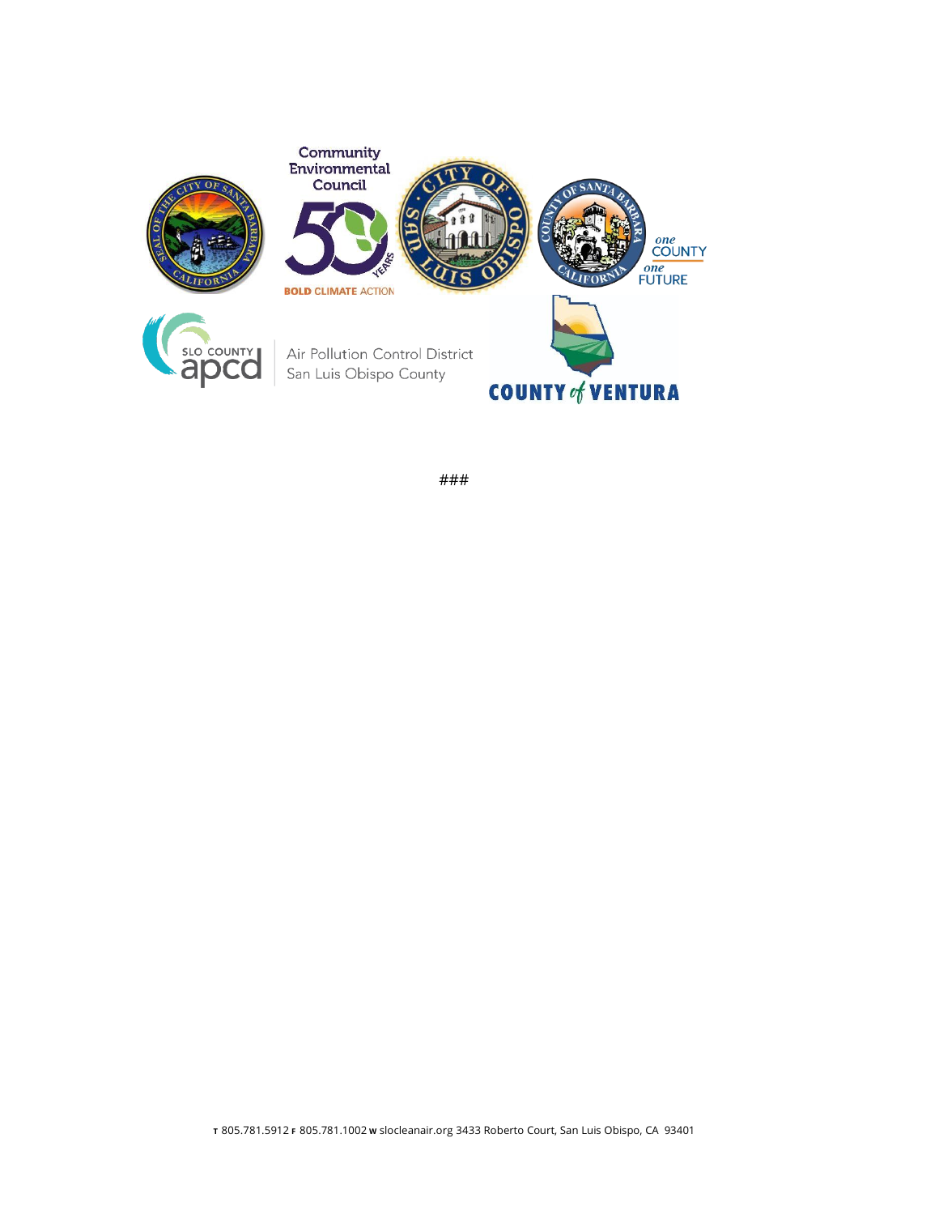###

**T** 805.781.5912 **F** 805.781.1002 **W** slocleanair.org 3433 Roberto Court, San Luis Obispo, CA 93401